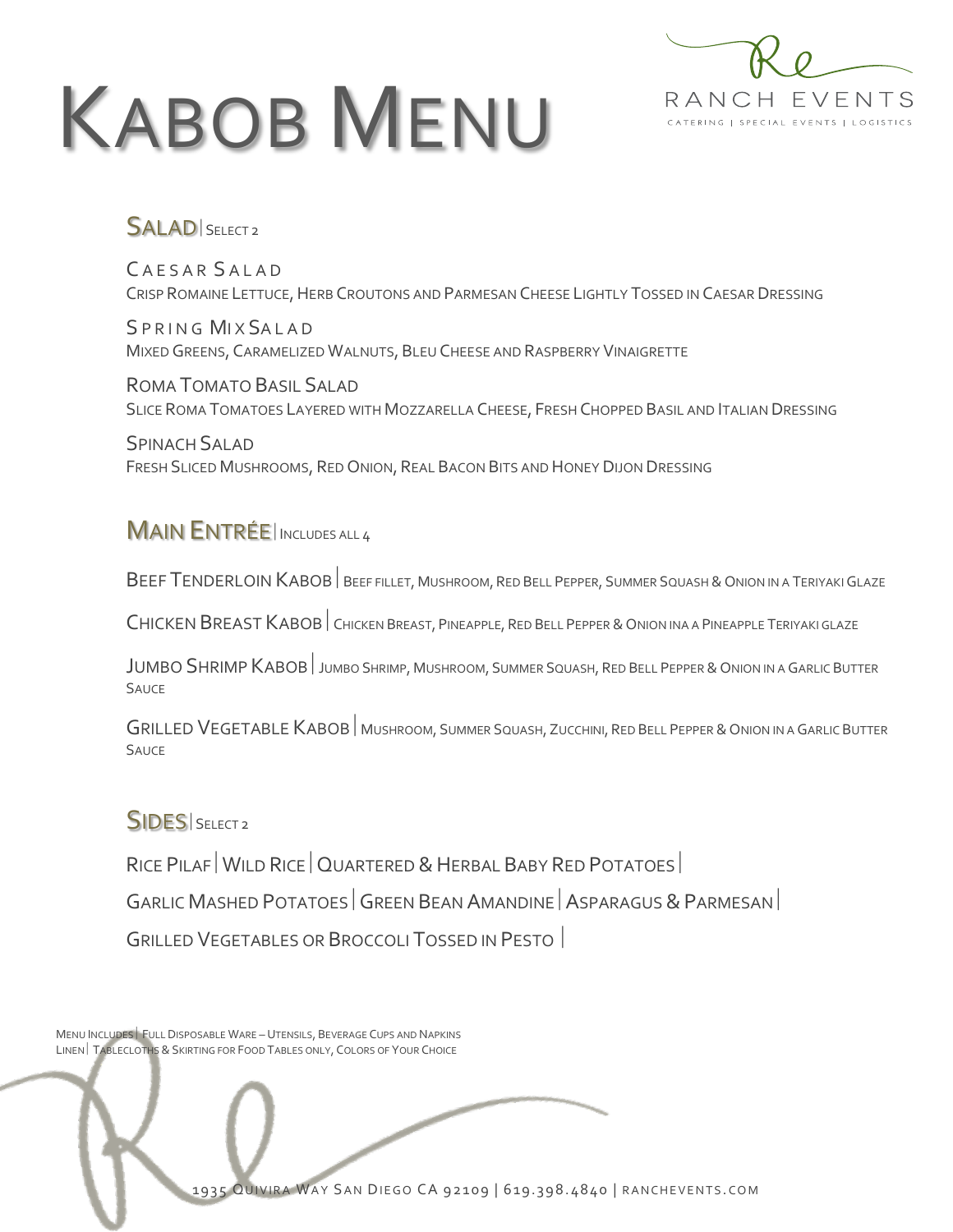# Kabob Menu

RANCH EVENTS
CATERING | SPECIAL EVENTS | LOGISTICS

## Salad | Select 2

Caesar Salad
Crisp Romaine Lettuce, Herb Croutons and Parmesan Cheese Lightly Tossed in Caesar Dressing

Spring Mix Salad
Mixed Greens, Caramelized Walnuts, Bleu Cheese and Raspberry Vinaigrette

Roma Tomato Basil Salad
Slice Roma Tomatoes Layered with Mozzarella Cheese, Fresh Chopped Basil and Italian Dressing

Spinach Salad
Fresh Sliced Mushrooms, Red Onion, Real Bacon Bits and Honey Dijon Dressing

## Main Entrée | Includes all 4

Beef Tenderloin Kabob | Beef fillet, Mushroom, Red Bell Pepper, Summer Squash & Onion in a Teriyaki Glaze

Chicken Breast Kabob | Chicken Breast, Pineapple, Red Bell Pepper & Onion ina a Pineapple Teriyaki glaze

Jumbo Shrimp Kabob | Jumbo Shrimp, Mushroom, Summer Squash, Red Bell Pepper & Onion in a Garlic Butter Sauce

Grilled Vegetable Kabob | Mushroom, Summer Squash, Zucchini, Red Bell Pepper & Onion in a Garlic Butter Sauce

## Sides | Select 2

Rice Pilaf | Wild Rice | Quartered & Herbal Baby Red Potatoes |

Garlic Mashed Potatoes | Green Bean Amandine | Asparagus & Parmesan |

Grilled Vegetables or Broccoli Tossed in Pesto |

Menu Includes | Full Disposable Ware – Utensils, Beverage Cups and Napkins
Linen | Tablecloths & Skirting for Food Tables only, Colors of Your Choice

1935 Quivira Way San Diego CA 92109 | 619.398.4840 | ranchevents.com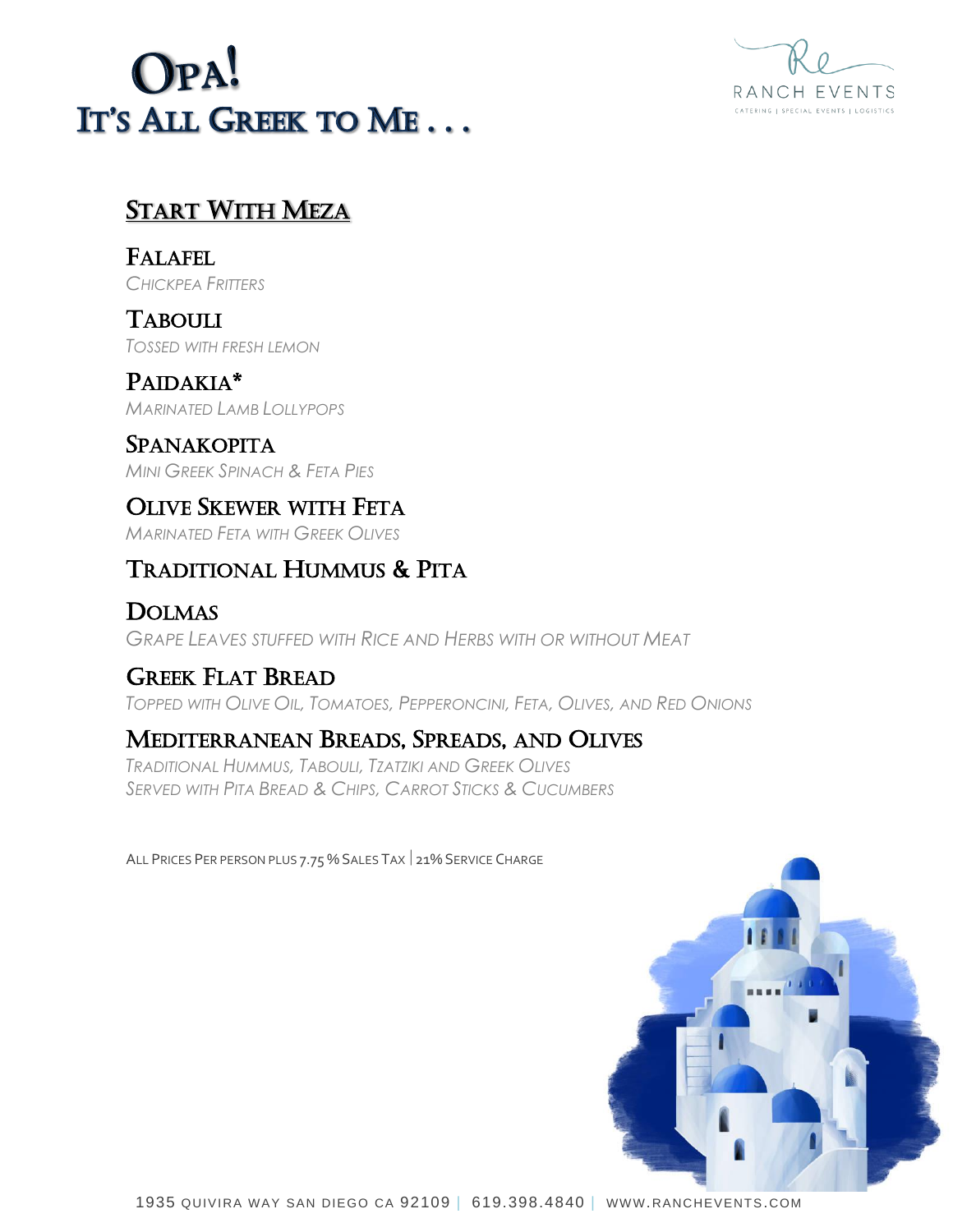# Opa!
# It's All Greek to Me . . .

RANCH EVENTS
CATERING | SPECIAL EVENTS | LOGISTICS

## Start With Meza

### Falafel
*Chickpea Fritters*

### Tabouli
*Tossed with Fresh Lemon*

### Paidakia*
*Marinated Lamb Lollypops*

### Spanakopita
*Mini Greek Spinach & Feta Pies*

### Olive Skewer with Feta
*Marinated Feta with Greek Olives*

### Traditional Hummus & Pita

### Dolmas
*Grape Leaves Stuffed with Rice and Herbs with or without Meat*

### Greek Flat Bread
*Topped with Olive Oil, Tomatoes, Pepperoncini, Feta, Olives, and Red Onions*

### Mediterranean Breads, Spreads, and Olives
*Traditional Hummus, Tabouli, Tzatziki and Greek Olives*
*Served with Pita Bread & Chips, Carrot Sticks & Cucumbers*

All Prices Per person plus 7.75 % Sales Tax | 21% Service Charge

1935 Quivira Way San Diego CA 92109 | 619.398.4840 | www.ranchevents.com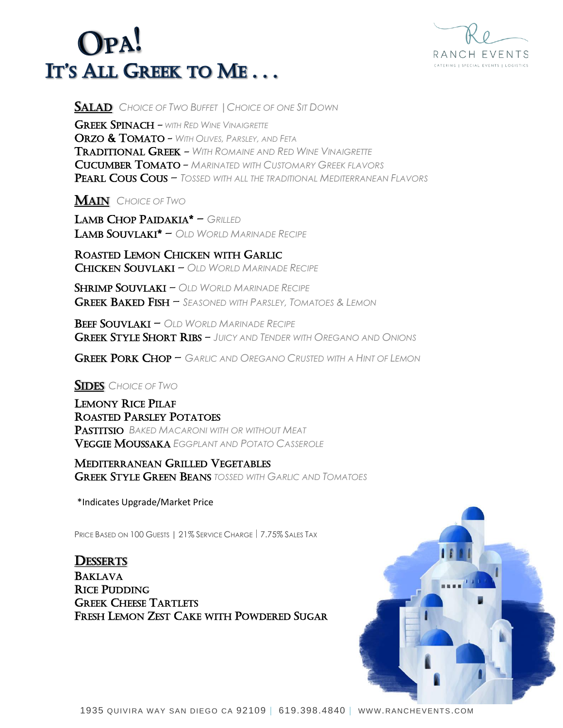# Opa!
## It's All Greek to Me . . .

Ranch Events
Catering | Special Events | Logistics

### Salad *Choice of Two Buffet | Choice of One Sit Down*

**Greek Spinach** – *with Red Wine Vinaigrette*
**Orzo & Tomato** – *With Olives, Parsley, and Feta*
**Traditional Greek** – *With Romaine and Red Wine Vinaigrette*
**Cucumber Tomato** – *Marinated with Customary Greek Flavors*
**Pearl Cous Cous** – *Tossed with all the Traditional Mediterranean Flavors*

### Main *Choice of Two*

**Lamb Chop Paidakia*** – *Grilled*
**Lamb Souvlaki*** – *Old World Marinade Recipe*

**Roasted Lemon Chicken with Garlic**
**Chicken Souvlaki** – *Old World Marinade Recipe*

**Shrimp Souvlaki** – *Old World Marinade Recipe*
**Greek Baked Fish** – *Seasoned with Parsley, Tomatoes & Lemon*

**Beef Souvlaki** – *Old World Marinade Recipe*
**Greek Style Short Ribs** – *Juicy and Tender with Oregano and Onions*

**Greek Pork Chop** – *Garlic and Oregano Crusted with a Hint of Lemon*

### Sides *Choice of Two*

**Lemony Rice Pilaf**
**Roasted Parsley Potatoes**
**Pastitsio** *Baked Macaroni with or without Meat*
**Veggie Moussaka** *Eggplant and Potato Casserole*

**Mediterranean Grilled Vegetables**
**Greek Style Green Beans** *Tossed with Garlic and Tomatoes*

*Indicates Upgrade/Market Price

Price Based on 100 Guests | 21% Service Charge | 7.75% Sales Tax

### Desserts

**Baklava**
**Rice Pudding**
**Greek Cheese Tartlets**
**Fresh Lemon Zest Cake with Powdered Sugar**

1935 Quivira Way San Diego CA 92109 | 619.398.4840 | www.ranchevents.com